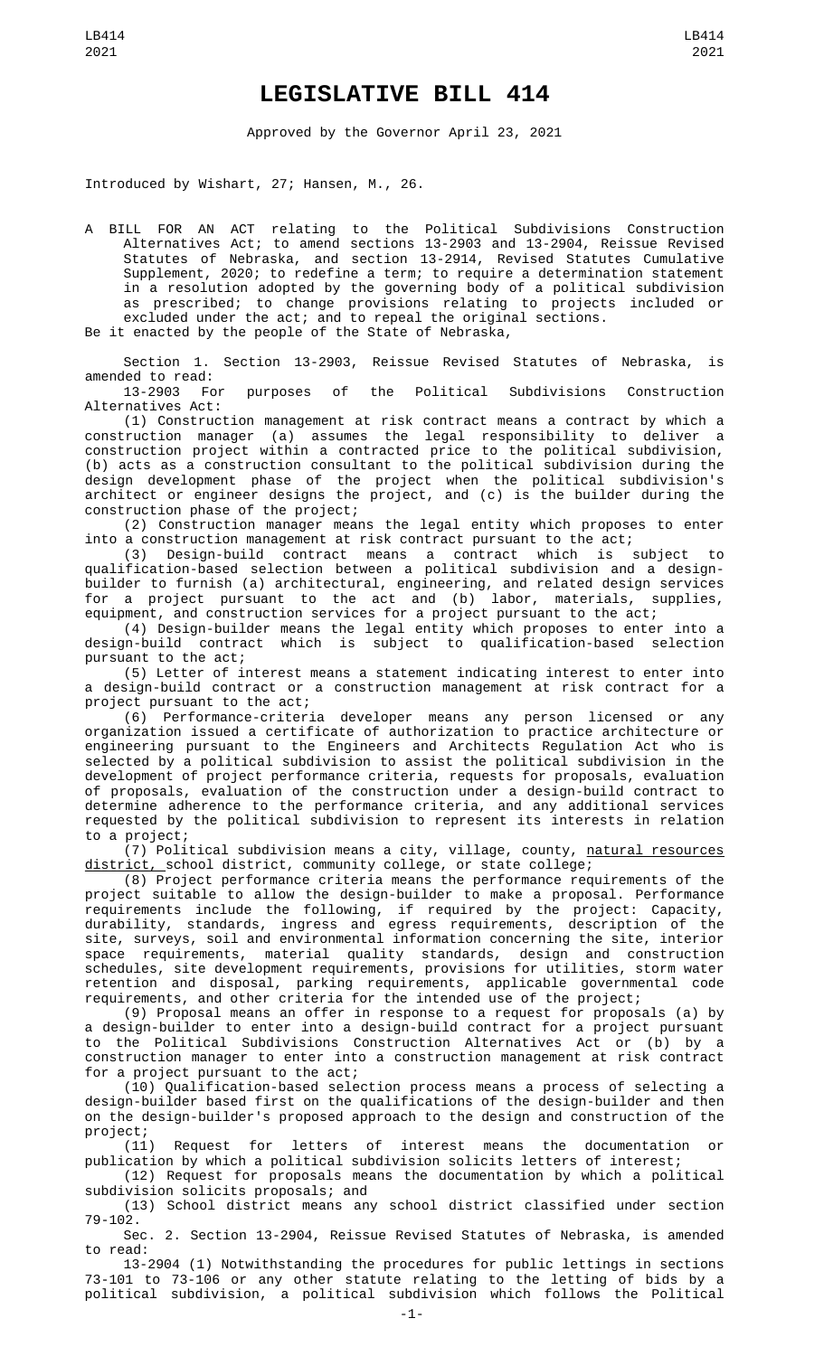# LEGISLATIVE BILL 414

Approved by the Governor April 23, 2021

Introduced by Wishart, 27; Hansen, M., 26.

A BILL FOR AN ACT relating to the Political Subdivisions Construction Alternatives Act; to amend sections 13-2903 and 13-2904, Reissue Revised Statutes of Nebraska, and section 13-2914, Revised Statutes Cumulative Supplement, 2020; to redefine a term; to require a determination statement in a resolution adopted by the governing body of a political subdivision as prescribed; to change provisions relating to projects included or excluded under the act; and to repeal the original sections.

Be it enacted by the people of the State of Nebraska,

Section 1. Section 13-2903, Reissue Revised Statutes of Nebraska, is amended to read:

13-2903 For purposes of the Political Subdivisions Construction Alternatives Act:

(1) Construction management at risk contract means a contract by which a construction manager (a) assumes the legal responsibility to deliver a construction project within a contracted price to the political subdivision, (b) acts as a construction consultant to the political subdivision during the design development phase of the project when the political subdivision's architect or engineer designs the project, and (c) is the builder during the construction phase of the project;

(2) Construction manager means the legal entity which proposes to enter into a construction management at risk contract pursuant to the act;

(3) Design-build contract means a contract which is subject to qualification-based selection between a political subdivision and a design-builder to furnish (a) architectural, engineering, and related design services for a project pursuant to the act and (b) labor, materials, supplies, equipment, and construction services for a project pursuant to the act;

(4) Design-builder means the legal entity which proposes to enter into a design-build contract which is subject to qualification-based selection pursuant to the act;

(5) Letter of interest means a statement indicating interest to enter into a design-build contract or a construction management at risk contract for a project pursuant to the act;

(6) Performance-criteria developer means any person licensed or any organization issued a certificate of authorization to practice architecture or engineering pursuant to the Engineers and Architects Regulation Act who is selected by a political subdivision to assist the political subdivision in the development of project performance criteria, requests for proposals, evaluation of proposals, evaluation of the construction under a design-build contract to determine adherence to the performance criteria, and any additional services requested by the political subdivision to represent its interests in relation to a project;

(7) Political subdivision means a city, village, county, <u>natural resources district,</u> school district, community college, or state college;

(8) Project performance criteria means the performance requirements of the project suitable to allow the design-builder to make a proposal. Performance requirements include the following, if required by the project: Capacity, durability, standards, ingress and egress requirements, description of the site, surveys, soil and environmental information concerning the site, interior space requirements, material quality standards, design and construction schedules, site development requirements, provisions for utilities, storm water retention and disposal, parking requirements, applicable governmental code requirements, and other criteria for the intended use of the project;

(9) Proposal means an offer in response to a request for proposals (a) by a design-builder to enter into a design-build contract for a project pursuant to the Political Subdivisions Construction Alternatives Act or (b) by a construction manager to enter into a construction management at risk contract for a project pursuant to the act;

(10) Qualification-based selection process means a process of selecting a design-builder based first on the qualifications of the design-builder and then on the design-builder's proposed approach to the design and construction of the project;

(11) Request for letters of interest means the documentation or publication by which a political subdivision solicits letters of interest;

(12) Request for proposals means the documentation by which a political subdivision solicits proposals; and

(13) School district means any school district classified under section 79-102.

Sec. 2. Section 13-2904, Reissue Revised Statutes of Nebraska, is amended to read:

13-2904 (1) Notwithstanding the procedures for public lettings in sections 73-101 to 73-106 or any other statute relating to the letting of bids by a political subdivision, a political subdivision which follows the Political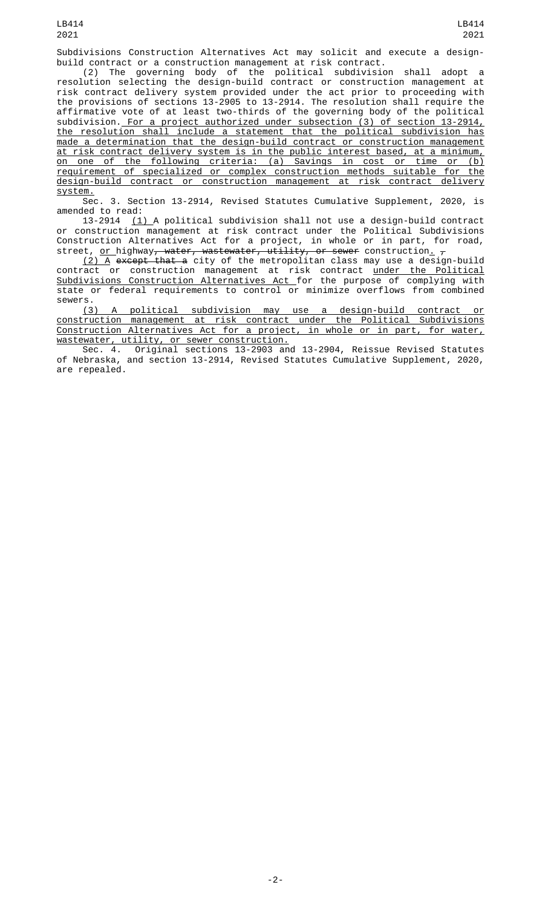Subdivisions Construction Alternatives Act may solicit and execute a design-build contract or a construction management at risk contract.

(2) The governing body of the political subdivision shall adopt a resolution selecting the design-build contract or construction management at risk contract delivery system provided under the act prior to proceeding with the provisions of sections 13-2905 to 13-2914. The resolution shall require the affirmative vote of at least two-thirds of the governing body of the political subdivision. For a project authorized under subsection (3) of section 13-2914, the resolution shall include a statement that the political subdivision has made a determination that the design-build contract or construction management at risk contract delivery system is in the public interest based, at a minimum, on one of the following criteria: (a) Savings in cost or time or (b) requirement of specialized or complex construction methods suitable for the design-build contract or construction management at risk contract delivery system.

Sec. 3. Section 13-2914, Revised Statutes Cumulative Supplement, 2020, is amended to read:

13-2914 (1) A political subdivision shall not use a design-build contract or construction management at risk contract under the Political Subdivisions Construction Alternatives Act for a project, in whole or in part, for road, street, or highway, water, wastewater, utility, or sewer construction. ,

(2) A except that a city of the metropolitan class may use a design-build contract or construction management at risk contract under the Political Subdivisions Construction Alternatives Act for the purpose of complying with state or federal requirements to control or minimize overflows from combined sewers.

(3) A political subdivision may use a design-build contract or construction management at risk contract under the Political Subdivisions Construction Alternatives Act for a project, in whole or in part, for water, wastewater, utility, or sewer construction.

Sec. 4. Original sections 13-2903 and 13-2904, Reissue Revised Statutes of Nebraska, and section 13-2914, Revised Statutes Cumulative Supplement, 2020, are repealed.